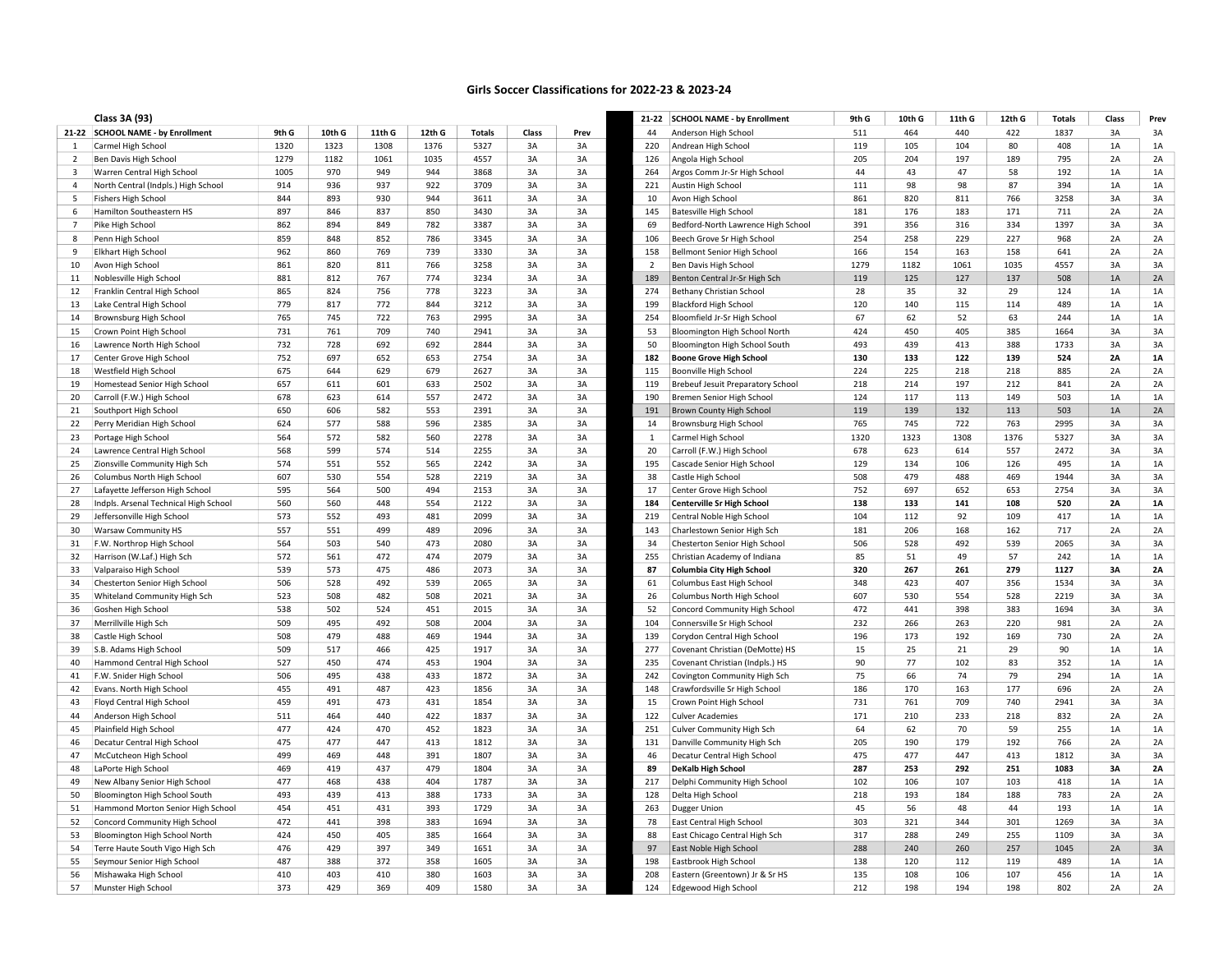## Girls Soccer Classifications for 2022-23 & 2023-24

### Class 3A (93)

| 21-22 | SCHOOL NAME - by Enrollment | 9th G | 10th G | 11th G | 12th G | Totals | Class | Prev |
|---|---|---|---|---|---|---|---|---|
| 1 | Carmel High School | 1320 | 1323 | 1308 | 1376 | 5327 | 3A | 3A |
| 2 | Ben Davis High School | 1279 | 1182 | 1061 | 1035 | 4557 | 3A | 3A |
| 3 | Warren Central High School | 1005 | 970 | 949 | 944 | 3868 | 3A | 3A |
| 4 | North Central (Indpls.) High School | 914 | 936 | 937 | 922 | 3709 | 3A | 3A |
| 5 | Fishers High School | 844 | 893 | 930 | 944 | 3611 | 3A | 3A |
| 6 | Hamilton Southeastern HS | 897 | 846 | 837 | 850 | 3430 | 3A | 3A |
| 7 | Pike High School | 862 | 894 | 849 | 782 | 3387 | 3A | 3A |
| 8 | Penn High School | 859 | 848 | 852 | 786 | 3345 | 3A | 3A |
| 9 | Elkhart High School | 962 | 860 | 769 | 739 | 3330 | 3A | 3A |
| 10 | Avon High School | 861 | 820 | 811 | 766 | 3258 | 3A | 3A |
| 11 | Noblesville High School | 881 | 812 | 767 | 774 | 3234 | 3A | 3A |
| 12 | Franklin Central High School | 865 | 824 | 756 | 778 | 3223 | 3A | 3A |
| 13 | Lake Central High School | 779 | 817 | 772 | 844 | 3212 | 3A | 3A |
| 14 | Brownsburg High School | 765 | 745 | 722 | 763 | 2995 | 3A | 3A |
| 15 | Crown Point High School | 731 | 761 | 709 | 740 | 2941 | 3A | 3A |
| 16 | Lawrence North High School | 732 | 728 | 692 | 692 | 2844 | 3A | 3A |
| 17 | Center Grove High School | 752 | 697 | 652 | 653 | 2754 | 3A | 3A |
| 18 | Westfield High School | 675 | 644 | 629 | 679 | 2627 | 3A | 3A |
| 19 | Homestead Senior High School | 657 | 611 | 601 | 633 | 2502 | 3A | 3A |
| 20 | Carroll (F.W.) High School | 678 | 623 | 614 | 557 | 2472 | 3A | 3A |
| 21 | Southport High School | 650 | 606 | 582 | 553 | 2391 | 3A | 3A |
| 22 | Perry Meridian High School | 624 | 577 | 588 | 596 | 2385 | 3A | 3A |
| 23 | Portage High School | 564 | 572 | 582 | 560 | 2278 | 3A | 3A |
| 24 | Lawrence Central High School | 568 | 599 | 574 | 514 | 2255 | 3A | 3A |
| 25 | Zionsville Community High Sch | 574 | 551 | 552 | 565 | 2242 | 3A | 3A |
| 26 | Columbus North High School | 607 | 530 | 554 | 528 | 2219 | 3A | 3A |
| 27 | Lafayette Jefferson High School | 595 | 564 | 500 | 494 | 2153 | 3A | 3A |
| 28 | Indpls. Arsenal Technical High School | 560 | 560 | 448 | 554 | 2122 | 3A | 3A |
| 29 | Jeffersonville High School | 573 | 552 | 493 | 481 | 2099 | 3A | 3A |
| 30 | Warsaw Community HS | 557 | 551 | 499 | 489 | 2096 | 3A | 3A |
| 31 | F.W. Northrop High School | 564 | 503 | 540 | 473 | 2080 | 3A | 3A |
| 32 | Harrison (W.Laf.) High Sch | 572 | 561 | 472 | 474 | 2079 | 3A | 3A |
| 33 | Valparaiso High School | 539 | 573 | 475 | 486 | 2073 | 3A | 3A |
| 34 | Chesterton Senior High School | 506 | 528 | 492 | 539 | 2065 | 3A | 3A |
| 35 | Whiteland Community High Sch | 523 | 508 | 482 | 508 | 2021 | 3A | 3A |
| 36 | Goshen High School | 538 | 502 | 524 | 451 | 2015 | 3A | 3A |
| 37 | Merrillville High Sch | 509 | 495 | 492 | 508 | 2004 | 3A | 3A |
| 38 | Castle High School | 508 | 479 | 488 | 469 | 1944 | 3A | 3A |
| 39 | S.B. Adams High School | 509 | 517 | 466 | 425 | 1917 | 3A | 3A |
| 40 | Hammond Central High School | 527 | 450 | 474 | 453 | 1904 | 3A | 3A |
| 41 | F.W. Snider High School | 506 | 495 | 438 | 433 | 1872 | 3A | 3A |
| 42 | Evans. North High School | 455 | 491 | 487 | 423 | 1856 | 3A | 3A |
| 43 | Floyd Central High School | 459 | 491 | 473 | 431 | 1854 | 3A | 3A |
| 44 | Anderson High School | 511 | 464 | 440 | 422 | 1837 | 3A | 3A |
| 45 | Plainfield High School | 477 | 424 | 470 | 452 | 1823 | 3A | 3A |
| 46 | Decatur Central High School | 475 | 477 | 447 | 413 | 1812 | 3A | 3A |
| 47 | McCutcheon High School | 499 | 469 | 448 | 391 | 1807 | 3A | 3A |
| 48 | LaPorte High School | 469 | 419 | 437 | 479 | 1804 | 3A | 3A |
| 49 | New Albany Senior High School | 477 | 468 | 438 | 404 | 1787 | 3A | 3A |
| 50 | Bloomington High School South | 493 | 439 | 413 | 388 | 1733 | 3A | 3A |
| 51 | Hammond Morton Senior High School | 454 | 451 | 431 | 393 | 1729 | 3A | 3A |
| 52 | Concord Community High School | 472 | 441 | 398 | 383 | 1694 | 3A | 3A |
| 53 | Bloomington High School North | 424 | 450 | 405 | 385 | 1664 | 3A | 3A |
| 54 | Terre Haute South Vigo High Sch | 476 | 429 | 397 | 349 | 1651 | 3A | 3A |
| 55 | Seymour Senior High School | 487 | 388 | 372 | 358 | 1605 | 3A | 3A |
| 56 | Mishawaka High School | 410 | 403 | 410 | 380 | 1603 | 3A | 3A |
| 57 | Munster High School | 373 | 429 | 369 | 409 | 1580 | 3A | 3A |

| 21-22 | SCHOOL NAME - by Enrollment | 9th G | 10th G | 11th G | 12th G | Totals | Class | Prev |
|---|---|---|---|---|---|---|---|---|
| 44 | Anderson High School | 511 | 464 | 440 | 422 | 1837 | 3A | 3A |
| 220 | Andrean High School | 119 | 105 | 104 | 80 | 408 | 1A | 1A |
| 126 | Angola High School | 205 | 204 | 197 | 189 | 795 | 2A | 2A |
| 264 | Argos Comm Jr-Sr High School | 44 | 43 | 47 | 58 | 192 | 1A | 1A |
| 221 | Austin High School | 111 | 98 | 98 | 87 | 394 | 1A | 1A |
| 10 | Avon High School | 861 | 820 | 811 | 766 | 3258 | 3A | 3A |
| 145 | Batesville High School | 181 | 176 | 183 | 171 | 711 | 2A | 2A |
| 69 | Bedford-North Lawrence High School | 391 | 356 | 316 | 334 | 1397 | 3A | 3A |
| 106 | Beech Grove Sr High School | 254 | 258 | 229 | 227 | 968 | 2A | 2A |
| 158 | Bellmont Senior High School | 166 | 154 | 163 | 158 | 641 | 2A | 2A |
| 2 | Ben Davis High School | 1279 | 1182 | 1061 | 1035 | 4557 | 3A | 3A |
| 189 | Benton Central Jr-Sr High Sch | 119 | 125 | 127 | 137 | 508 | 1A | 2A |
| 274 | Bethany Christian School | 28 | 35 | 32 | 29 | 124 | 1A | 1A |
| 199 | Blackford High School | 120 | 140 | 115 | 114 | 489 | 1A | 1A |
| 254 | Bloomfield Jr-Sr High School | 67 | 62 | 52 | 63 | 244 | 1A | 1A |
| 53 | Bloomington High School North | 424 | 450 | 405 | 385 | 1664 | 3A | 3A |
| 50 | Bloomington High School South | 493 | 439 | 413 | 388 | 1733 | 3A | 3A |
| **182** | **Boone Grove High School** | **130** | **133** | **122** | **139** | **524** | **2A** | **1A** |
| 115 | Boonville High School | 224 | 225 | 218 | 218 | 885 | 2A | 2A |
| 119 | Brebeuf Jesuit Preparatory School | 218 | 214 | 197 | 212 | 841 | 2A | 2A |
| 190 | Bremen Senior High School | 124 | 117 | 113 | 149 | 503 | 1A | 1A |
| 191 | Brown County High School | 119 | 139 | 132 | 113 | 503 | 1A | 2A |
| 14 | Brownsburg High School | 765 | 745 | 722 | 763 | 2995 | 3A | 3A |
| 1 | Carmel High School | 1320 | 1323 | 1308 | 1376 | 5327 | 3A | 3A |
| 20 | Carroll (F.W.) High School | 678 | 623 | 614 | 557 | 2472 | 3A | 3A |
| 195 | Cascade Senior High School | 129 | 134 | 106 | 126 | 495 | 1A | 1A |
| 38 | Castle High School | 508 | 479 | 488 | 469 | 1944 | 3A | 3A |
| 17 | Center Grove High School | 752 | 697 | 652 | 653 | 2754 | 3A | 3A |
| **184** | **Centerville Sr High School** | **138** | **133** | **141** | **108** | **520** | **2A** | **1A** |
| 219 | Central Noble High School | 104 | 112 | 92 | 109 | 417 | 1A | 1A |
| 143 | Charlestown Senior High School | 181 | 206 | 168 | 162 | 717 | 2A | 2A |
| 34 | Chesterton Senior High School | 506 | 528 | 492 | 539 | 2065 | 3A | 3A |
| 255 | Christian Academy of Indiana | 85 | 51 | 49 | 57 | 242 | 1A | 1A |
| **87** | **Columbia City High School** | **320** | **267** | **261** | **279** | **1127** | **3A** | **2A** |
| 61 | Columbus East High School | 348 | 423 | 407 | 356 | 1534 | 3A | 3A |
| 26 | Columbus North High School | 607 | 530 | 554 | 528 | 2219 | 3A | 3A |
| 52 | Concord Community High School | 472 | 441 | 398 | 383 | 1694 | 3A | 3A |
| 104 | Connersville Sr High School | 232 | 266 | 263 | 220 | 981 | 2A | 2A |
| 139 | Corydon Central High School | 196 | 173 | 192 | 169 | 730 | 2A | 2A |
| 277 | Covenant Christian (DeMotte) HS | 15 | 25 | 21 | 29 | 90 | 1A | 1A |
| 235 | Covenant Christian (Indpls.) HS | 90 | 77 | 102 | 83 | 352 | 1A | 1A |
| 242 | Covington Community High Sch | 75 | 66 | 74 | 79 | 294 | 1A | 1A |
| 148 | Crawfordsville Sr High School | 186 | 170 | 163 | 177 | 696 | 2A | 2A |
| 15 | Crown Point High School | 731 | 761 | 709 | 740 | 2941 | 3A | 3A |
| 122 | Culver Academies | 171 | 210 | 233 | 218 | 832 | 2A | 2A |
| 251 | Culver Community High Sch | 64 | 62 | 70 | 59 | 255 | 1A | 1A |
| 131 | Danville Community High Sch | 205 | 190 | 179 | 192 | 766 | 2A | 2A |
| 46 | Decatur Central High School | 475 | 477 | 447 | 413 | 1812 | 3A | 3A |
| **89** | **DeKalb High School** | **287** | **253** | **292** | **251** | **1083** | **3A** | **2A** |
| 217 | Delphi Community High School | 102 | 106 | 107 | 103 | 418 | 1A | 1A |
| 128 | Delta High School | 218 | 193 | 184 | 188 | 783 | 2A | 2A |
| 263 | Dugger Union | 45 | 56 | 48 | 44 | 193 | 1A | 1A |
| 78 | East Central High School | 303 | 321 | 344 | 301 | 1269 | 3A | 3A |
| 88 | East Chicago Central High Sch | 317 | 288 | 249 | 255 | 1109 | 3A | 3A |
| 97 | East Noble High School | 288 | 240 | 260 | 257 | 1045 | 2A | 3A |
| 198 | Eastbrook High School | 138 | 120 | 112 | 119 | 489 | 1A | 1A |
| 208 | Eastern (Greentown) Jr & Sr HS | 135 | 108 | 106 | 107 | 456 | 1A | 1A |
| 124 | Edgewood High School | 212 | 198 | 194 | 198 | 802 | 2A | 2A |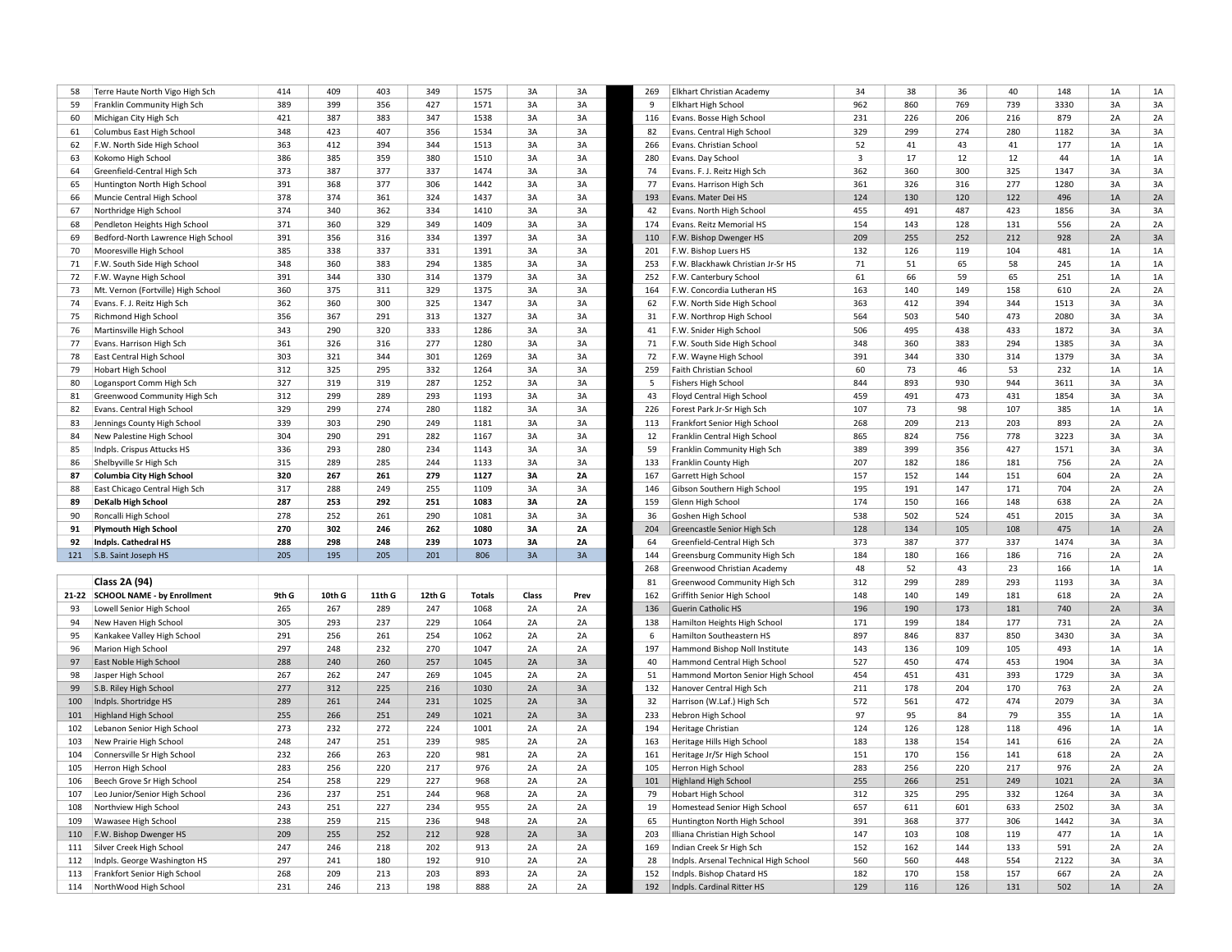| # | School | 9th G | 10th G | 11th G | 12th G | Totals | Class | Prev |
|---|---|---|---|---|---|---|---|---|
| 58 | Terre Haute North Vigo High Sch | 414 | 409 | 403 | 349 | 1575 | 3A | 3A |
| 59 | Franklin Community High Sch | 389 | 399 | 356 | 427 | 1571 | 3A | 3A |
| 60 | Michigan City High Sch | 421 | 387 | 383 | 347 | 1538 | 3A | 3A |
| 61 | Columbus East High School | 348 | 423 | 407 | 356 | 1534 | 3A | 3A |
| 62 | F.W. North Side High School | 363 | 412 | 394 | 344 | 1513 | 3A | 3A |
| 63 | Kokomo High School | 386 | 385 | 359 | 380 | 1510 | 3A | 3A |
| 64 | Greenfield-Central High Sch | 373 | 387 | 377 | 337 | 1474 | 3A | 3A |
| 65 | Huntington North High School | 391 | 368 | 377 | 306 | 1442 | 3A | 3A |
| 66 | Muncie Central High School | 378 | 374 | 361 | 324 | 1437 | 3A | 3A |
| 67 | Northridge High School | 374 | 340 | 362 | 334 | 1410 | 3A | 3A |
| 68 | Pendleton Heights High School | 371 | 360 | 329 | 349 | 1409 | 3A | 3A |
| 69 | Bedford-North Lawrence High School | 391 | 356 | 316 | 334 | 1397 | 3A | 3A |
| 70 | Mooresville High School | 385 | 338 | 337 | 331 | 1391 | 3A | 3A |
| 71 | F.W. South Side High School | 348 | 360 | 383 | 294 | 1385 | 3A | 3A |
| 72 | F.W. Wayne High School | 391 | 344 | 330 | 314 | 1379 | 3A | 3A |
| 73 | Mt. Vernon (Fortville) High School | 360 | 375 | 311 | 329 | 1375 | 3A | 3A |
| 74 | Evans. F. J. Reitz High Sch | 362 | 360 | 300 | 325 | 1347 | 3A | 3A |
| 75 | Richmond High School | 356 | 367 | 291 | 313 | 1327 | 3A | 3A |
| 76 | Martinsville High School | 343 | 290 | 320 | 333 | 1286 | 3A | 3A |
| 77 | Evans. Harrison High Sch | 361 | 326 | 316 | 277 | 1280 | 3A | 3A |
| 78 | East Central High School | 303 | 321 | 344 | 301 | 1269 | 3A | 3A |
| 79 | Hobart High School | 312 | 325 | 295 | 332 | 1264 | 3A | 3A |
| 80 | Logansport Comm High Sch | 327 | 319 | 319 | 287 | 1252 | 3A | 3A |
| 81 | Greenwood Community High Sch | 312 | 299 | 289 | 293 | 1193 | 3A | 3A |
| 82 | Evans. Central High School | 329 | 299 | 274 | 280 | 1182 | 3A | 3A |
| 83 | Jennings County High School | 339 | 303 | 290 | 249 | 1181 | 3A | 3A |
| 84 | New Palestine High School | 304 | 290 | 291 | 282 | 1167 | 3A | 3A |
| 85 | Indpls. Crispus Attucks HS | 336 | 293 | 280 | 234 | 1143 | 3A | 3A |
| 86 | Shelbyville Sr High Sch | 315 | 289 | 285 | 244 | 1133 | 3A | 3A |
| **87** | **Columbia City High School** | **320** | **267** | **261** | **279** | **1127** | **3A** | **2A** |
| 88 | East Chicago Central High Sch | 317 | 288 | 249 | 255 | 1109 | 3A | 3A |
| **89** | **DeKalb High School** | **287** | **253** | **292** | **251** | **1083** | **3A** | **2A** |
| 90 | Roncalli High School | 278 | 252 | 261 | 290 | 1081 | 3A | 3A |
| **91** | **Plymouth High School** | **270** | **302** | **246** | **262** | **1080** | **3A** | **2A** |
| **92** | **Indpls. Cathedral HS** | **288** | **298** | **248** | **239** | **1073** | **3A** | **2A** |
| 121 | S.B. Saint Joseph HS | 205 | 195 | 205 | 201 | 806 | 3A | 3A |

**Class 2A (94)**

| 21-22 | SCHOOL NAME - by Enrollment | 9th G | 10th G | 11th G | 12th G | Totals | Class | Prev |
|---|---|---|---|---|---|---|---|---|
| 93 | Lowell Senior High School | 265 | 267 | 289 | 247 | 1068 | 2A | 2A |
| 94 | New Haven High School | 305 | 293 | 237 | 229 | 1064 | 2A | 2A |
| 95 | Kankakee Valley High School | 291 | 256 | 261 | 254 | 1062 | 2A | 2A |
| 96 | Marion High School | 297 | 248 | 232 | 270 | 1047 | 2A | 2A |
| 97 | East Noble High School | 288 | 240 | 260 | 257 | 1045 | 2A | 3A |
| 98 | Jasper High School | 267 | 262 | 247 | 269 | 1045 | 2A | 2A |
| 99 | S.B. Riley High School | 277 | 312 | 225 | 216 | 1030 | 2A | 3A |
| 100 | Indpls. Shortridge HS | 289 | 261 | 244 | 231 | 1025 | 2A | 3A |
| 101 | Highland High School | 255 | 266 | 251 | 249 | 1021 | 2A | 3A |
| 102 | Lebanon Senior High School | 273 | 232 | 272 | 224 | 1001 | 2A | 2A |
| 103 | New Prairie High School | 248 | 247 | 251 | 239 | 985 | 2A | 2A |
| 104 | Connersville Sr High School | 232 | 266 | 263 | 220 | 981 | 2A | 2A |
| 105 | Herron High School | 283 | 256 | 220 | 217 | 976 | 2A | 2A |
| 106 | Beech Grove Sr High School | 254 | 258 | 229 | 227 | 968 | 2A | 2A |
| 107 | Leo Junior/Senior High School | 236 | 237 | 251 | 244 | 968 | 2A | 2A |
| 108 | Northview High School | 243 | 251 | 227 | 234 | 955 | 2A | 2A |
| 109 | Wawasee High School | 238 | 259 | 215 | 236 | 948 | 2A | 2A |
| 110 | F.W. Bishop Dwenger HS | 209 | 255 | 252 | 212 | 928 | 2A | 3A |
| 111 | Silver Creek High School | 247 | 246 | 218 | 202 | 913 | 2A | 2A |
| 112 | Indpls. George Washington HS | 297 | 241 | 180 | 192 | 910 | 2A | 2A |
| 113 | Frankfort Senior High School | 268 | 209 | 213 | 203 | 893 | 2A | 2A |
| 114 | NorthWood High School | 231 | 246 | 213 | 198 | 888 | 2A | 2A |

| # | School | 9th G | 10th G | 11th G | 12th G | Totals | Class | Prev |
|---|---|---|---|---|---|---|---|---|
| 269 | Elkhart Christian Academy | 34 | 38 | 36 | 40 | 148 | 1A | 1A |
| 9 | Elkhart High School | 962 | 860 | 769 | 739 | 3330 | 3A | 3A |
| 116 | Evans. Bosse High School | 231 | 226 | 206 | 216 | 879 | 2A | 2A |
| 82 | Evans. Central High School | 329 | 299 | 274 | 280 | 1182 | 3A | 3A |
| 266 | Evans. Christian School | 52 | 41 | 43 | 41 | 177 | 1A | 1A |
| 280 | Evans. Day School | 3 | 17 | 12 | 12 | 44 | 1A | 1A |
| 74 | Evans. F. J. Reitz High Sch | 362 | 360 | 300 | 325 | 1347 | 3A | 3A |
| 77 | Evans. Harrison High Sch | 361 | 326 | 316 | 277 | 1280 | 3A | 3A |
| 193 | Evans. Mater Dei HS | 124 | 130 | 120 | 122 | 496 | 1A | 2A |
| 42 | Evans. North High School | 455 | 491 | 487 | 423 | 1856 | 3A | 3A |
| 174 | Evans. Reitz Memorial HS | 154 | 143 | 128 | 131 | 556 | 2A | 2A |
| 110 | F.W. Bishop Dwenger HS | 209 | 255 | 252 | 212 | 928 | 2A | 3A |
| 201 | F.W. Bishop Luers HS | 132 | 126 | 119 | 104 | 481 | 1A | 1A |
| 253 | F.W. Blackhawk Christian Jr-Sr HS | 71 | 51 | 65 | 58 | 245 | 1A | 1A |
| 252 | F.W. Canterbury School | 61 | 66 | 59 | 65 | 251 | 1A | 1A |
| 164 | F.W. Concordia Lutheran HS | 163 | 140 | 149 | 158 | 610 | 2A | 2A |
| 62 | F.W. North Side High School | 363 | 412 | 394 | 344 | 1513 | 3A | 3A |
| 31 | F.W. Northrop High School | 564 | 503 | 540 | 473 | 2080 | 3A | 3A |
| 41 | F.W. Snider High School | 506 | 495 | 438 | 433 | 1872 | 3A | 3A |
| 71 | F.W. South Side High School | 348 | 360 | 383 | 294 | 1385 | 3A | 3A |
| 72 | F.W. Wayne High School | 391 | 344 | 330 | 314 | 1379 | 3A | 3A |
| 259 | Faith Christian School | 60 | 73 | 46 | 53 | 232 | 1A | 1A |
| 5 | Fishers High School | 844 | 893 | 930 | 944 | 3611 | 3A | 3A |
| 43 | Floyd Central High School | 459 | 491 | 473 | 431 | 1854 | 3A | 3A |
| 226 | Forest Park Jr-Sr High Sch | 107 | 73 | 98 | 107 | 385 | 1A | 1A |
| 113 | Frankfort Senior High School | 268 | 209 | 213 | 203 | 893 | 2A | 2A |
| 12 | Franklin Central High School | 865 | 824 | 756 | 778 | 3223 | 3A | 3A |
| 59 | Franklin Community High Sch | 389 | 399 | 356 | 427 | 1571 | 3A | 3A |
| 133 | Franklin County High | 207 | 182 | 186 | 181 | 756 | 2A | 2A |
| 167 | Garrett High School | 157 | 152 | 144 | 151 | 604 | 2A | 2A |
| 146 | Gibson Southern High School | 195 | 191 | 147 | 171 | 704 | 2A | 2A |
| 159 | Glenn High School | 174 | 150 | 166 | 148 | 638 | 2A | 2A |
| 36 | Goshen High School | 538 | 502 | 524 | 451 | 2015 | 3A | 3A |
| 204 | Greencastle Senior High Sch | 128 | 134 | 105 | 108 | 475 | 1A | 2A |
| 64 | Greenfield-Central High Sch | 373 | 387 | 377 | 337 | 1474 | 3A | 3A |
| 144 | Greensburg Community High Sch | 184 | 180 | 166 | 186 | 716 | 2A | 2A |
| 268 | Greenwood Christian Academy | 48 | 52 | 43 | 23 | 166 | 1A | 1A |
| 81 | Greenwood Community High Sch | 312 | 299 | 289 | 293 | 1193 | 3A | 3A |
| 162 | Griffith Senior High School | 148 | 140 | 149 | 181 | 618 | 2A | 2A |
| 136 | Guerin Catholic HS | 196 | 190 | 173 | 181 | 740 | 2A | 3A |
| 138 | Hamilton Heights High School | 171 | 199 | 184 | 177 | 731 | 2A | 2A |
| 6 | Hamilton Southeastern HS | 897 | 846 | 837 | 850 | 3430 | 3A | 3A |
| 197 | Hammond Bishop Noll Institute | 143 | 136 | 109 | 105 | 493 | 1A | 1A |
| 40 | Hammond Central High School | 527 | 450 | 474 | 453 | 1904 | 3A | 3A |
| 51 | Hammond Morton Senior High School | 454 | 451 | 431 | 393 | 1729 | 3A | 3A |
| 132 | Hanover Central High Sch | 211 | 178 | 204 | 170 | 763 | 2A | 2A |
| 32 | Harrison (W.Laf.) High Sch | 572 | 561 | 472 | 474 | 2079 | 3A | 3A |
| 233 | Hebron High School | 97 | 95 | 84 | 79 | 355 | 1A | 1A |
| 194 | Heritage Christian | 124 | 126 | 128 | 118 | 496 | 1A | 1A |
| 163 | Heritage Hills High School | 183 | 138 | 154 | 141 | 616 | 2A | 2A |
| 161 | Heritage Jr/Sr High School | 151 | 170 | 156 | 141 | 618 | 2A | 2A |
| 105 | Herron High School | 283 | 256 | 220 | 217 | 976 | 2A | 2A |
| 101 | Highland High School | 255 | 266 | 251 | 249 | 1021 | 2A | 3A |
| 79 | Hobart High School | 312 | 325 | 295 | 332 | 1264 | 3A | 3A |
| 19 | Homestead Senior High School | 657 | 611 | 601 | 633 | 2502 | 3A | 3A |
| 65 | Huntington North High School | 391 | 368 | 377 | 306 | 1442 | 3A | 3A |
| 203 | Illiana Christian High School | 147 | 103 | 108 | 119 | 477 | 1A | 1A |
| 169 | Indian Creek Sr High Sch | 152 | 162 | 144 | 133 | 591 | 2A | 2A |
| 28 | Indpls. Arsenal Technical High School | 560 | 560 | 448 | 554 | 2122 | 3A | 3A |
| 152 | Indpls. Bishop Chatard HS | 182 | 170 | 158 | 157 | 667 | 2A | 2A |
| 192 | Indpls. Cardinal Ritter HS | 129 | 116 | 126 | 131 | 502 | 1A | 2A |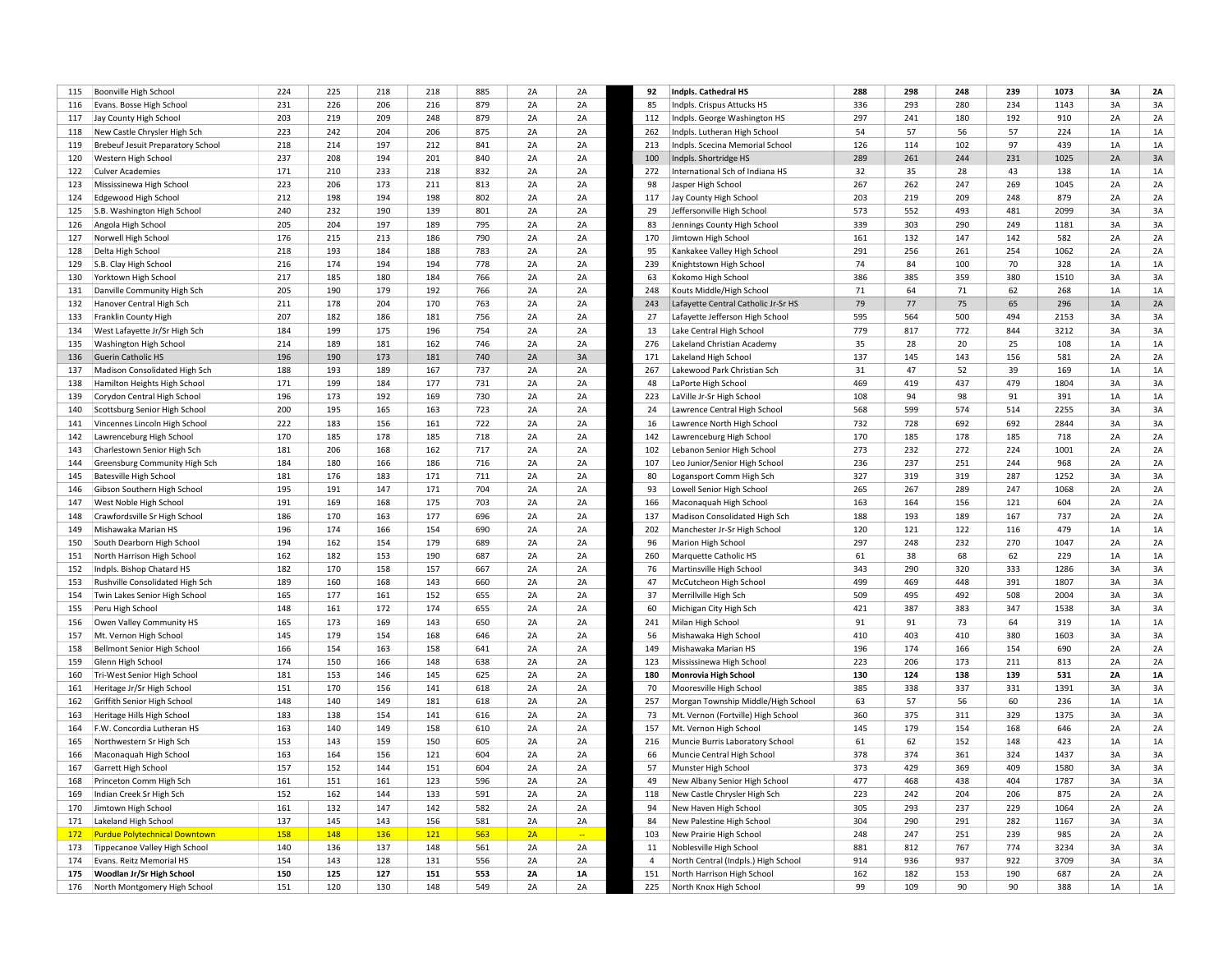| | | | | | | | | |
|---|---|---|---|---|---|---|---|---|
| 115 | Boonville High School | 224 | 225 | 218 | 218 | 885 | 2A | 2A |
| 116 | Evans. Bosse High School | 231 | 226 | 206 | 216 | 879 | 2A | 2A |
| 117 | Jay County High School | 203 | 219 | 209 | 248 | 879 | 2A | 2A |
| 118 | New Castle Chrysler High Sch | 223 | 242 | 204 | 206 | 875 | 2A | 2A |
| 119 | Brebeuf Jesuit Preparatory School | 218 | 214 | 197 | 212 | 841 | 2A | 2A |
| 120 | Western High School | 237 | 208 | 194 | 201 | 840 | 2A | 2A |
| 122 | Culver Academies | 171 | 210 | 233 | 218 | 832 | 2A | 2A |
| 123 | Mississinewa High School | 223 | 206 | 173 | 211 | 813 | 2A | 2A |
| 124 | Edgewood High School | 212 | 198 | 194 | 198 | 802 | 2A | 2A |
| 125 | S.B. Washington High School | 240 | 232 | 190 | 139 | 801 | 2A | 2A |
| 126 | Angola High School | 205 | 204 | 197 | 189 | 795 | 2A | 2A |
| 127 | Norwell High School | 176 | 215 | 213 | 186 | 790 | 2A | 2A |
| 128 | Delta High School | 218 | 193 | 184 | 188 | 783 | 2A | 2A |
| 129 | S.B. Clay High School | 216 | 174 | 194 | 194 | 778 | 2A | 2A |
| 130 | Yorktown High School | 217 | 185 | 180 | 184 | 766 | 2A | 2A |
| 131 | Danville Community High Sch | 205 | 190 | 179 | 192 | 766 | 2A | 2A |
| 132 | Hanover Central High Sch | 211 | 178 | 204 | 170 | 763 | 2A | 2A |
| 133 | Franklin County High | 207 | 182 | 186 | 181 | 756 | 2A | 2A |
| 134 | West Lafayette Jr/Sr High Sch | 184 | 199 | 175 | 196 | 754 | 2A | 2A |
| 135 | Washington High School | 214 | 189 | 181 | 162 | 746 | 2A | 2A |
| 136 | Guerin Catholic HS | 196 | 190 | 173 | 181 | 740 | 2A | 3A |
| 137 | Madison Consolidated High Sch | 188 | 193 | 189 | 167 | 737 | 2A | 2A |
| 138 | Hamilton Heights High School | 171 | 199 | 184 | 177 | 731 | 2A | 2A |
| 139 | Corydon Central High School | 196 | 173 | 192 | 169 | 730 | 2A | 2A |
| 140 | Scottsburg Senior High School | 200 | 195 | 165 | 163 | 723 | 2A | 2A |
| 141 | Vincennes Lincoln High School | 222 | 183 | 156 | 161 | 722 | 2A | 2A |
| 142 | Lawrenceburg High School | 170 | 185 | 178 | 185 | 718 | 2A | 2A |
| 143 | Charlestown Senior High Sch | 181 | 206 | 168 | 162 | 717 | 2A | 2A |
| 144 | Greensburg Community High Sch | 184 | 180 | 166 | 186 | 716 | 2A | 2A |
| 145 | Batesville High School | 181 | 176 | 183 | 171 | 711 | 2A | 2A |
| 146 | Gibson Southern High School | 195 | 191 | 147 | 171 | 704 | 2A | 2A |
| 147 | West Noble High School | 191 | 169 | 168 | 175 | 703 | 2A | 2A |
| 148 | Crawfordsville Sr High School | 186 | 170 | 163 | 177 | 696 | 2A | 2A |
| 149 | Mishawaka Marian HS | 196 | 174 | 166 | 154 | 690 | 2A | 2A |
| 150 | South Dearborn High School | 194 | 162 | 154 | 179 | 689 | 2A | 2A |
| 151 | North Harrison High School | 162 | 182 | 153 | 190 | 687 | 2A | 2A |
| 152 | Indpls. Bishop Chatard HS | 182 | 170 | 158 | 157 | 667 | 2A | 2A |
| 153 | Rushville Consolidated High Sch | 189 | 160 | 168 | 143 | 660 | 2A | 2A |
| 154 | Twin Lakes Senior High School | 165 | 177 | 161 | 152 | 655 | 2A | 2A |
| 155 | Peru High School | 148 | 161 | 172 | 174 | 655 | 2A | 2A |
| 156 | Owen Valley Community HS | 165 | 173 | 169 | 143 | 650 | 2A | 2A |
| 157 | Mt. Vernon High School | 145 | 179 | 154 | 168 | 646 | 2A | 2A |
| 158 | Bellmont Senior High School | 166 | 154 | 163 | 158 | 641 | 2A | 2A |
| 159 | Glenn High School | 174 | 150 | 166 | 148 | 638 | 2A | 2A |
| 160 | Tri-West Senior High School | 181 | 153 | 146 | 145 | 625 | 2A | 2A |
| 161 | Heritage Jr/Sr High School | 151 | 170 | 156 | 141 | 618 | 2A | 2A |
| 162 | Griffith Senior High School | 148 | 140 | 149 | 181 | 618 | 2A | 2A |
| 163 | Heritage Hills High School | 183 | 138 | 154 | 141 | 616 | 2A | 2A |
| 164 | F.W. Concordia Lutheran HS | 163 | 140 | 149 | 158 | 610 | 2A | 2A |
| 165 | Northwestern Sr High Sch | 153 | 143 | 159 | 150 | 605 | 2A | 2A |
| 166 | Maconaquah High School | 163 | 164 | 156 | 121 | 604 | 2A | 2A |
| 167 | Garrett High School | 157 | 152 | 144 | 151 | 604 | 2A | 2A |
| 168 | Princeton Comm High Sch | 161 | 151 | 161 | 123 | 596 | 2A | 2A |
| 169 | Indian Creek Sr High Sch | 152 | 162 | 144 | 133 | 591 | 2A | 2A |
| 170 | Jimtown High School | 161 | 132 | 147 | 142 | 582 | 2A | 2A |
| 171 | Lakeland High School | 137 | 145 | 143 | 156 | 581 | 2A | 2A |
| 172 | Purdue Polytechnical Downtown | 158 | 148 | 136 | 121 | 563 | 2A | -- |
| 173 | Tippecanoe Valley High School | 140 | 136 | 137 | 148 | 561 | 2A | 2A |
| 174 | Evans. Reitz Memorial HS | 154 | 143 | 128 | 131 | 556 | 2A | 2A |
| **175** | **Woodlan Jr/Sr High School** | **150** | **125** | **127** | **151** | **553** | **2A** | **1A** |
| 176 | North Montgomery High School | 151 | 120 | 130 | 148 | 549 | 2A | 2A |

| | | | | | | | | |
|---|---|---|---|---|---|---|---|---|
| **92** | **Indpls. Cathedral HS** | **288** | **298** | **248** | **239** | **1073** | **3A** | **2A** |
| 85 | Indpls. Crispus Attucks HS | 336 | 293 | 280 | 234 | 1143 | 3A | 3A |
| 112 | Indpls. George Washington HS | 297 | 241 | 180 | 192 | 910 | 2A | 2A |
| 262 | Indpls. Lutheran High School | 54 | 57 | 56 | 57 | 224 | 1A | 1A |
| 213 | Indpls. Scecina Memorial School | 126 | 114 | 102 | 97 | 439 | 1A | 1A |
| 100 | Indpls. Shortridge HS | 289 | 261 | 244 | 231 | 1025 | 2A | 3A |
| 272 | International Sch of Indiana HS | 32 | 35 | 28 | 43 | 138 | 1A | 1A |
| 98 | Jasper High School | 267 | 262 | 247 | 269 | 1045 | 2A | 2A |
| 117 | Jay County High School | 203 | 219 | 209 | 248 | 879 | 2A | 2A |
| 29 | Jeffersonville High School | 573 | 552 | 493 | 481 | 2099 | 3A | 3A |
| 83 | Jennings County High School | 339 | 303 | 290 | 249 | 1181 | 3A | 3A |
| 170 | Jimtown High School | 161 | 132 | 147 | 142 | 582 | 2A | 2A |
| 95 | Kankakee Valley High School | 291 | 256 | 261 | 254 | 1062 | 2A | 2A |
| 239 | Knightstown High School | 74 | 84 | 100 | 70 | 328 | 1A | 1A |
| 63 | Kokomo High School | 386 | 385 | 359 | 380 | 1510 | 3A | 3A |
| 248 | Kouts Middle/High School | 71 | 64 | 71 | 62 | 268 | 1A | 1A |
| 243 | Lafayette Central Catholic Jr-Sr HS | 79 | 77 | 75 | 65 | 296 | 1A | 2A |
| 27 | Lafayette Jefferson High School | 595 | 564 | 500 | 494 | 2153 | 3A | 3A |
| 13 | Lake Central High School | 779 | 817 | 772 | 844 | 3212 | 3A | 3A |
| 276 | Lakeland Christian Academy | 35 | 28 | 20 | 25 | 108 | 1A | 1A |
| 171 | Lakeland High School | 137 | 145 | 143 | 156 | 581 | 2A | 2A |
| 267 | Lakewood Park Christian Sch | 31 | 47 | 52 | 39 | 169 | 1A | 1A |
| 48 | LaPorte High School | 469 | 419 | 437 | 479 | 1804 | 3A | 3A |
| 223 | LaVille Jr-Sr High School | 108 | 94 | 98 | 91 | 391 | 1A | 1A |
| 24 | Lawrence Central High School | 568 | 599 | 574 | 514 | 2255 | 3A | 3A |
| 16 | Lawrence North High School | 732 | 728 | 692 | 692 | 2844 | 3A | 3A |
| 142 | Lawrenceburg High School | 170 | 185 | 178 | 185 | 718 | 2A | 2A |
| 102 | Lebanon Senior High School | 273 | 232 | 272 | 224 | 1001 | 2A | 2A |
| 107 | Leo Junior/Senior High School | 236 | 237 | 251 | 244 | 968 | 2A | 2A |
| 80 | Logansport Comm High Sch | 327 | 319 | 319 | 287 | 1252 | 3A | 3A |
| 93 | Lowell Senior High School | 265 | 267 | 289 | 247 | 1068 | 2A | 2A |
| 166 | Maconaquah High School | 163 | 164 | 156 | 121 | 604 | 2A | 2A |
| 137 | Madison Consolidated High Sch | 188 | 193 | 189 | 167 | 737 | 2A | 2A |
| 202 | Manchester Jr-Sr High School | 120 | 121 | 122 | 116 | 479 | 1A | 1A |
| 96 | Marion High School | 297 | 248 | 232 | 270 | 1047 | 2A | 2A |
| 260 | Marquette Catholic HS | 61 | 38 | 68 | 62 | 229 | 1A | 1A |
| 76 | Martinsville High School | 343 | 290 | 320 | 333 | 1286 | 3A | 3A |
| 47 | McCutcheon High School | 499 | 469 | 448 | 391 | 1807 | 3A | 3A |
| 37 | Merrillville High Sch | 509 | 495 | 492 | 508 | 2004 | 3A | 3A |
| 60 | Michigan City High Sch | 421 | 387 | 383 | 347 | 1538 | 3A | 3A |
| 241 | Milan High School | 91 | 91 | 73 | 64 | 319 | 1A | 1A |
| 56 | Mishawaka High School | 410 | 403 | 410 | 380 | 1603 | 3A | 3A |
| 149 | Mishawaka Marian HS | 196 | 174 | 166 | 154 | 690 | 2A | 2A |
| 123 | Mississinewa High School | 223 | 206 | 173 | 211 | 813 | 2A | 2A |
| **180** | **Monrovia High School** | **130** | **124** | **138** | **139** | **531** | **2A** | **1A** |
| 70 | Mooresville High School | 385 | 338 | 337 | 331 | 1391 | 3A | 3A |
| 257 | Morgan Township Middle/High School | 63 | 57 | 56 | 60 | 236 | 1A | 1A |
| 73 | Mt. Vernon (Fortville) High School | 360 | 375 | 311 | 329 | 1375 | 3A | 3A |
| 157 | Mt. Vernon High School | 145 | 179 | 154 | 168 | 646 | 2A | 2A |
| 216 | Muncie Burris Laboratory School | 61 | 62 | 152 | 148 | 423 | 1A | 1A |
| 66 | Muncie Central High School | 378 | 374 | 361 | 324 | 1437 | 3A | 3A |
| 57 | Munster High School | 373 | 429 | 369 | 409 | 1580 | 3A | 3A |
| 49 | New Albany Senior High School | 477 | 468 | 438 | 404 | 1787 | 3A | 3A |
| 118 | New Castle Chrysler High Sch | 223 | 242 | 204 | 206 | 875 | 2A | 2A |
| 94 | New Haven High School | 305 | 293 | 237 | 229 | 1064 | 2A | 2A |
| 84 | New Palestine High School | 304 | 290 | 291 | 282 | 1167 | 3A | 3A |
| 103 | New Prairie High School | 248 | 247 | 251 | 239 | 985 | 2A | 2A |
| 11 | Noblesville High School | 881 | 812 | 767 | 774 | 3234 | 3A | 3A |
| 4 | North Central (Indpls.) High School | 914 | 936 | 937 | 922 | 3709 | 3A | 3A |
| 151 | North Harrison High School | 162 | 182 | 153 | 190 | 687 | 2A | 2A |
| 225 | North Knox High School | 99 | 109 | 90 | 90 | 388 | 1A | 1A |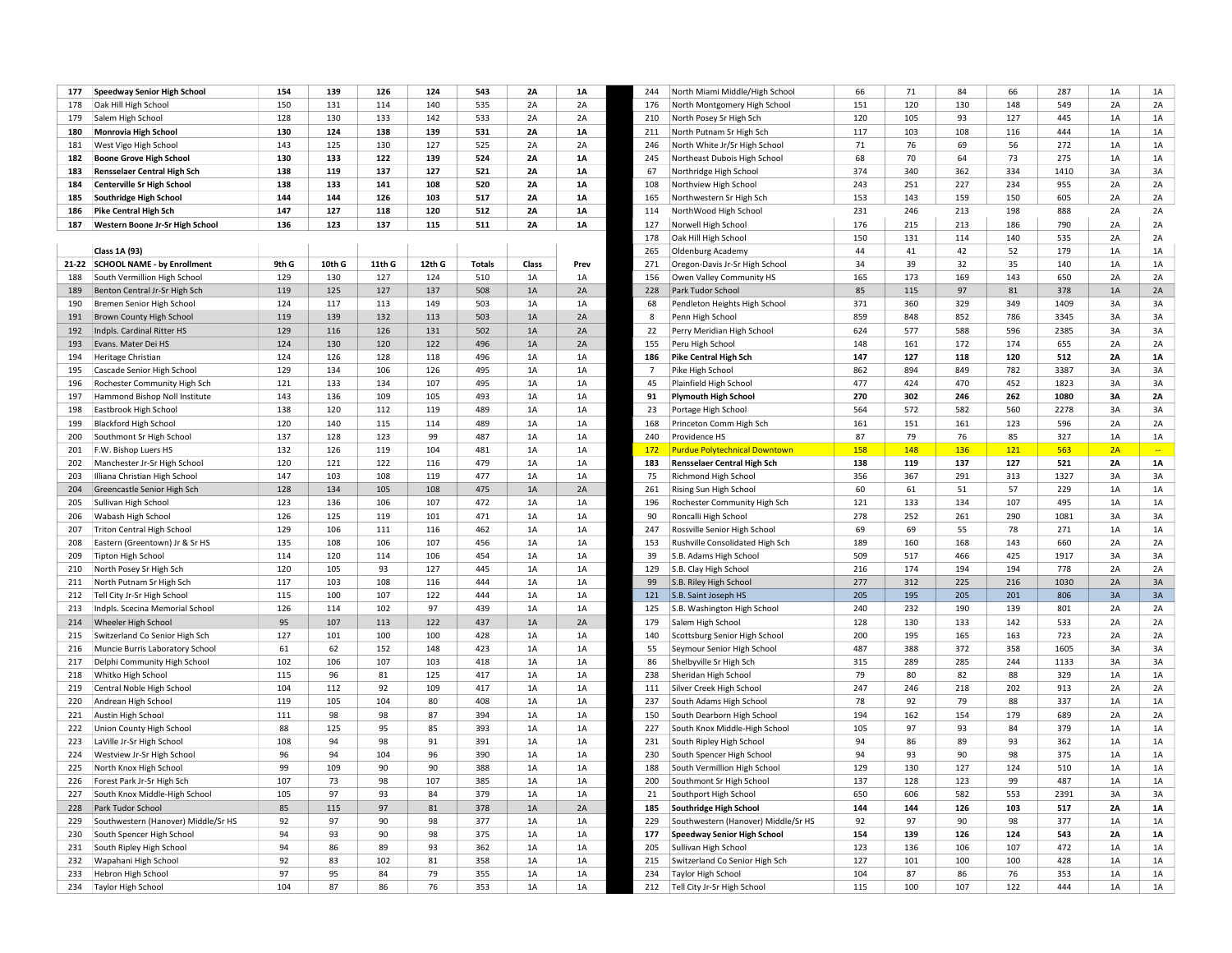| | | | | | | | |
|---|---|---|---|---|---|---|---|
| 177 | **Speedway Senior High School** | **154** | **139** | **126** | **124** | **543** | **2A** | **1A** |
| 178 | Oak Hill High School | 150 | 131 | 114 | 140 | 535 | 2A | 2A |
| 179 | Salem High School | 128 | 130 | 133 | 142 | 533 | 2A | 2A |
| 180 | **Monrovia High School** | **130** | **124** | **138** | **139** | **531** | **2A** | **1A** |
| 181 | West Vigo High School | 143 | 125 | 130 | 127 | 525 | 2A | 2A |
| 182 | **Boone Grove High School** | **130** | **133** | **122** | **139** | **524** | **2A** | **1A** |
| 183 | **Rensselaer Central High Sch** | **138** | **119** | **137** | **127** | **521** | **2A** | **1A** |
| 184 | **Centerville Sr High School** | **138** | **133** | **141** | **108** | **520** | **2A** | **1A** |
| 185 | **Southridge High School** | **144** | **144** | **126** | **103** | **517** | **2A** | **1A** |
| 186 | **Pike Central High Sch** | **147** | **127** | **118** | **120** | **512** | **2A** | **1A** |
| 187 | **Western Boone Jr-Sr High School** | **136** | **123** | **137** | **115** | **511** | **2A** | **1A** |

**Class 1A (93)**

| 21-22 | SCHOOL NAME - by Enrollment | 9th G | 10th G | 11th G | 12th G | Totals | Class | Prev |
|---|---|---|---|---|---|---|---|---|
| 188 | South Vermillion High School | 129 | 130 | 127 | 124 | 510 | 1A | 1A |
| 189 | Benton Central Jr-Sr High Sch | 119 | 125 | 127 | 137 | 508 | 1A | 2A |
| 190 | Bremen Senior High School | 124 | 117 | 113 | 149 | 503 | 1A | 1A |
| 191 | Brown County High School | 119 | 139 | 132 | 113 | 503 | 1A | 2A |
| 192 | Indpls. Cardinal Ritter HS | 129 | 116 | 126 | 131 | 502 | 1A | 2A |
| 193 | Evans. Mater Dei HS | 124 | 130 | 120 | 122 | 496 | 1A | 2A |
| 194 | Heritage Christian | 124 | 126 | 128 | 118 | 496 | 1A | 1A |
| 195 | Cascade Senior High School | 129 | 134 | 106 | 126 | 495 | 1A | 1A |
| 196 | Rochester Community High Sch | 121 | 133 | 134 | 107 | 495 | 1A | 1A |
| 197 | Hammond Bishop Noll Institute | 143 | 136 | 109 | 105 | 493 | 1A | 1A |
| 198 | Eastbrook High School | 138 | 120 | 112 | 119 | 489 | 1A | 1A |
| 199 | Blackford High School | 120 | 140 | 115 | 114 | 489 | 1A | 1A |
| 200 | Southmont Sr High School | 137 | 128 | 123 | 99 | 487 | 1A | 1A |
| 201 | F.W. Bishop Luers HS | 132 | 126 | 119 | 104 | 481 | 1A | 1A |
| 202 | Manchester Jr-Sr High School | 120 | 121 | 122 | 116 | 479 | 1A | 1A |
| 203 | Illiana Christian High School | 147 | 103 | 108 | 119 | 477 | 1A | 1A |
| 204 | Greencastle Senior High Sch | 128 | 134 | 105 | 108 | 475 | 1A | 2A |
| 205 | Sullivan High School | 123 | 136 | 106 | 107 | 472 | 1A | 1A |
| 206 | Wabash High School | 126 | 125 | 119 | 101 | 471 | 1A | 1A |
| 207 | Triton Central High School | 129 | 106 | 111 | 116 | 462 | 1A | 1A |
| 208 | Eastern (Greentown) Jr & Sr HS | 135 | 108 | 106 | 107 | 456 | 1A | 1A |
| 209 | Tipton High School | 114 | 120 | 114 | 106 | 454 | 1A | 1A |
| 210 | North Posey Sr High Sch | 120 | 105 | 93 | 127 | 445 | 1A | 1A |
| 211 | North Putnam Sr High Sch | 117 | 103 | 108 | 116 | 444 | 1A | 1A |
| 212 | Tell City Jr-Sr High School | 115 | 100 | 107 | 122 | 444 | 1A | 1A |
| 213 | Indpls. Scecina Memorial School | 126 | 114 | 102 | 97 | 439 | 1A | 1A |
| 214 | Wheeler High School | 95 | 107 | 113 | 122 | 437 | 1A | 2A |
| 215 | Switzerland Co Senior High Sch | 127 | 101 | 100 | 100 | 428 | 1A | 1A |
| 216 | Muncie Burris Laboratory School | 61 | 62 | 152 | 148 | 423 | 1A | 1A |
| 217 | Delphi Community High School | 102 | 106 | 107 | 103 | 418 | 1A | 1A |
| 218 | Whitko High School | 115 | 96 | 81 | 125 | 417 | 1A | 1A |
| 219 | Central Noble High School | 104 | 112 | 92 | 109 | 417 | 1A | 1A |
| 220 | Andrean High School | 119 | 105 | 104 | 80 | 408 | 1A | 1A |
| 221 | Austin High School | 111 | 98 | 98 | 87 | 394 | 1A | 1A |
| 222 | Union County High School | 88 | 125 | 95 | 85 | 393 | 1A | 1A |
| 223 | LaVille Jr-Sr High School | 108 | 94 | 98 | 91 | 391 | 1A | 1A |
| 224 | Westview Jr-Sr High School | 96 | 94 | 104 | 96 | 390 | 1A | 1A |
| 225 | North Knox High School | 99 | 109 | 90 | 90 | 388 | 1A | 1A |
| 226 | Forest Park Jr-Sr High Sch | 107 | 73 | 98 | 107 | 385 | 1A | 1A |
| 227 | South Knox Middle-High School | 105 | 97 | 93 | 84 | 379 | 1A | 1A |
| 228 | Park Tudor School | 85 | 115 | 97 | 81 | 378 | 1A | 2A |
| 229 | Southwestern (Hanover) Middle/Sr HS | 92 | 97 | 90 | 98 | 377 | 1A | 1A |
| 230 | South Spencer High School | 94 | 93 | 90 | 98 | 375 | 1A | 1A |
| 231 | South Ripley High School | 94 | 86 | 89 | 93 | 362 | 1A | 1A |
| 232 | Wapahani High School | 92 | 83 | 102 | 81 | 358 | 1A | 1A |
| 233 | Hebron High School | 97 | 95 | 84 | 79 | 355 | 1A | 1A |
| 234 | Taylor High School | 104 | 87 | 86 | 76 | 353 | 1A | 1A |

| | | | | | | | |
|---|---|---|---|---|---|---|---|
| 244 | North Miami Middle/High School | 66 | 71 | 84 | 66 | 287 | 1A | 1A |
| 176 | North Montgomery High School | 151 | 120 | 130 | 148 | 549 | 2A | 2A |
| 210 | North Posey Sr High Sch | 120 | 105 | 93 | 127 | 445 | 1A | 1A |
| 211 | North Putnam Sr High Sch | 117 | 103 | 108 | 116 | 444 | 1A | 1A |
| 246 | North White Jr/Sr High School | 71 | 76 | 69 | 56 | 272 | 1A | 1A |
| 245 | Northeast Dubois High School | 68 | 70 | 64 | 73 | 275 | 1A | 1A |
| 67 | Northridge High School | 374 | 340 | 362 | 334 | 1410 | 3A | 3A |
| 108 | Northview High School | 243 | 251 | 227 | 234 | 955 | 2A | 2A |
| 165 | Northwestern Sr High Sch | 153 | 143 | 159 | 150 | 605 | 2A | 2A |
| 114 | NorthWood High School | 231 | 246 | 213 | 198 | 888 | 2A | 2A |
| 127 | Norwell High School | 176 | 215 | 213 | 186 | 790 | 2A | 2A |
| 178 | Oak Hill High School | 150 | 131 | 114 | 140 | 535 | 2A | 2A |
| 265 | Oldenburg Academy | 44 | 41 | 42 | 52 | 179 | 1A | 1A |
| 271 | Oregon-Davis Jr-Sr High School | 34 | 39 | 32 | 35 | 140 | 1A | 1A |
| 156 | Owen Valley Community HS | 165 | 173 | 169 | 143 | 650 | 2A | 2A |
| 228 | Park Tudor School | 85 | 115 | 97 | 81 | 378 | 1A | 2A |
| 68 | Pendleton Heights High School | 371 | 360 | 329 | 349 | 1409 | 3A | 3A |
| 8 | Penn High School | 859 | 848 | 852 | 786 | 3345 | 3A | 3A |
| 22 | Perry Meridian High School | 624 | 577 | 588 | 596 | 2385 | 3A | 3A |
| 155 | Peru High School | 148 | 161 | 172 | 174 | 655 | 2A | 2A |
| **186** | **Pike Central High Sch** | **147** | **127** | **118** | **120** | **512** | **2A** | **1A** |
| 7 | Pike High School | 862 | 894 | 849 | 782 | 3387 | 3A | 3A |
| 45 | Plainfield High School | 477 | 424 | 470 | 452 | 1823 | 3A | 3A |
| **91** | **Plymouth High School** | **270** | **302** | **246** | **262** | **1080** | **3A** | **2A** |
| 23 | Portage High School | 564 | 572 | 582 | 560 | 2278 | 3A | 3A |
| 168 | Princeton Comm High Sch | 161 | 151 | 161 | 123 | 596 | 2A | 2A |
| 240 | Providence HS | 87 | 79 | 76 | 85 | 327 | 1A | 1A |
| 172 | Purdue Polytechnical Downtown | 158 | 148 | 136 | 121 | 563 | 2A | -- |
| **183** | **Rensselaer Central High Sch** | **138** | **119** | **137** | **127** | **521** | **2A** | **1A** |
| 75 | Richmond High School | 356 | 367 | 291 | 313 | 1327 | 3A | 3A |
| 261 | Rising Sun High School | 60 | 61 | 51 | 57 | 229 | 1A | 1A |
| 196 | Rochester Community High Sch | 121 | 133 | 134 | 107 | 495 | 1A | 1A |
| 90 | Roncalli High School | 278 | 252 | 261 | 290 | 1081 | 3A | 3A |
| 247 | Rossville Senior High School | 69 | 69 | 55 | 78 | 271 | 1A | 1A |
| 153 | Rushville Consolidated High Sch | 189 | 160 | 168 | 143 | 660 | 2A | 2A |
| 39 | S.B. Adams High School | 509 | 517 | 466 | 425 | 1917 | 3A | 3A |
| 129 | S.B. Clay High School | 216 | 174 | 194 | 194 | 778 | 2A | 2A |
| 99 | S.B. Riley High School | 277 | 312 | 225 | 216 | 1030 | 2A | 3A |
| 121 | S.B. Saint Joseph HS | 205 | 195 | 205 | 201 | 806 | 3A | 3A |
| 125 | S.B. Washington High School | 240 | 232 | 190 | 139 | 801 | 2A | 2A |
| 179 | Salem High School | 128 | 130 | 133 | 142 | 533 | 2A | 2A |
| 140 | Scottsburg Senior High School | 200 | 195 | 165 | 163 | 723 | 2A | 2A |
| 55 | Seymour Senior High School | 487 | 388 | 372 | 358 | 1605 | 3A | 3A |
| 86 | Shelbyville Sr High Sch | 315 | 289 | 285 | 244 | 1133 | 3A | 3A |
| 238 | Sheridan High School | 79 | 80 | 82 | 88 | 329 | 1A | 1A |
| 111 | Silver Creek High School | 247 | 246 | 218 | 202 | 913 | 2A | 2A |
| 237 | South Adams High School | 78 | 92 | 79 | 88 | 337 | 1A | 1A |
| 150 | South Dearborn High School | 194 | 162 | 154 | 179 | 689 | 2A | 2A |
| 227 | South Knox Middle-High School | 105 | 97 | 93 | 84 | 379 | 1A | 1A |
| 231 | South Ripley High School | 94 | 86 | 89 | 93 | 362 | 1A | 1A |
| 230 | South Spencer High School | 94 | 93 | 90 | 98 | 375 | 1A | 1A |
| 188 | South Vermillion High School | 129 | 130 | 127 | 124 | 510 | 1A | 1A |
| 200 | Southmont Sr High School | 137 | 128 | 123 | 99 | 487 | 1A | 1A |
| 21 | Southport High School | 650 | 606 | 582 | 553 | 2391 | 3A | 3A |
| **185** | **Southridge High School** | **144** | **144** | **126** | **103** | **517** | **2A** | **1A** |
| 229 | Southwestern (Hanover) Middle/Sr HS | 92 | 97 | 90 | 98 | 377 | 1A | 1A |
| **177** | **Speedway Senior High School** | **154** | **139** | **126** | **124** | **543** | **2A** | **1A** |
| 205 | Sullivan High School | 123 | 136 | 106 | 107 | 472 | 1A | 1A |
| 215 | Switzerland Co Senior High Sch | 127 | 101 | 100 | 100 | 428 | 1A | 1A |
| 234 | Taylor High School | 104 | 87 | 86 | 76 | 353 | 1A | 1A |
| 212 | Tell City Jr-Sr High School | 115 | 100 | 107 | 122 | 444 | 1A | 1A |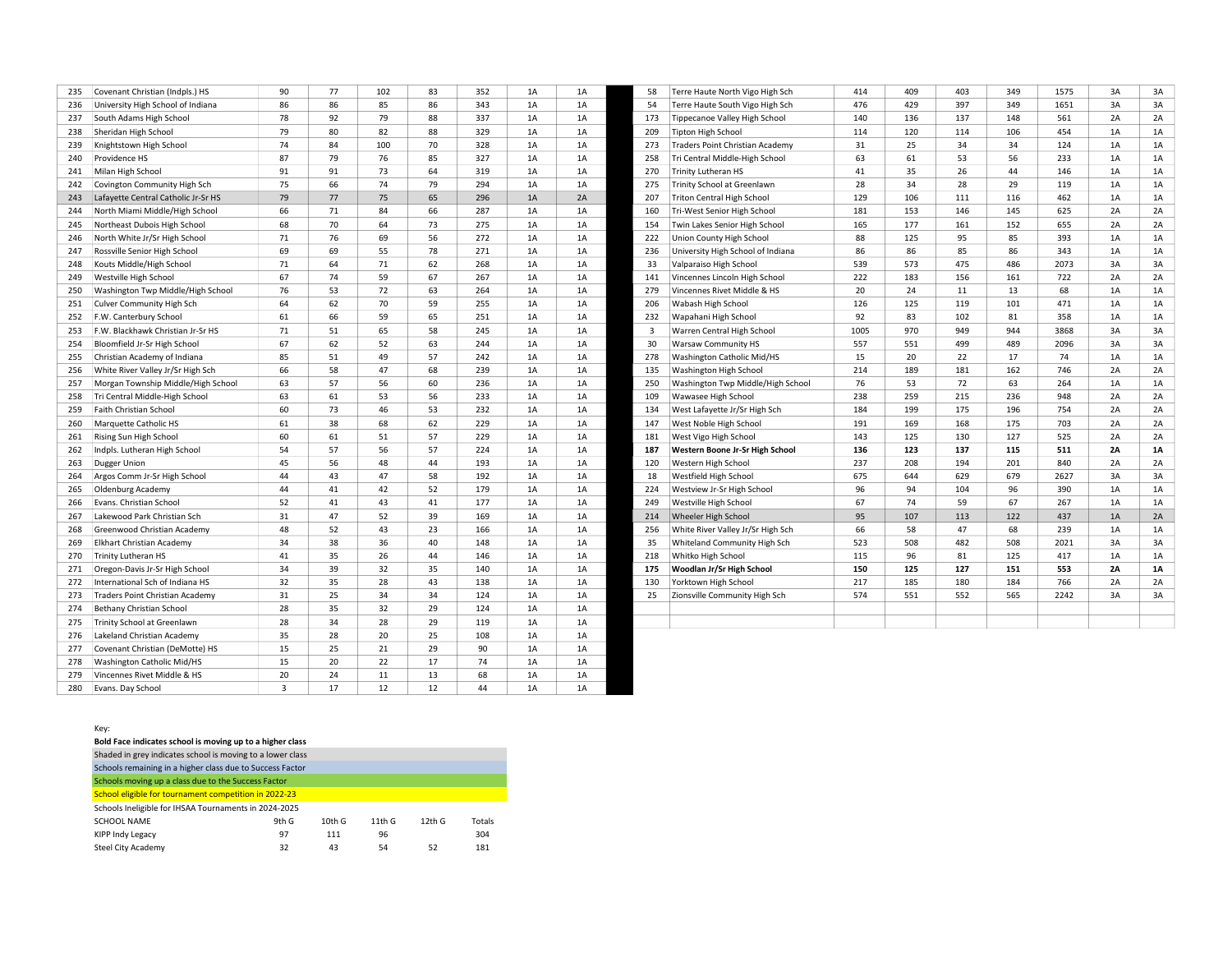| | | | | | | | | |
|---|---|---|---|---|---|---|---|---|
| 235 | Covenant Christian (Indpls.) HS | 90 | 77 | 102 | 83 | 352 | 1A | 1A |
| 236 | University High School of Indiana | 86 | 86 | 85 | 86 | 343 | 1A | 1A |
| 237 | South Adams High School | 78 | 92 | 79 | 88 | 337 | 1A | 1A |
| 238 | Sheridan High School | 79 | 80 | 82 | 88 | 329 | 1A | 1A |
| 239 | Knightstown High School | 74 | 84 | 100 | 70 | 328 | 1A | 1A |
| 240 | Providence HS | 87 | 79 | 76 | 85 | 327 | 1A | 1A |
| 241 | Milan High School | 91 | 91 | 73 | 64 | 319 | 1A | 1A |
| 242 | Covington Community High Sch | 75 | 66 | 74 | 79 | 294 | 1A | 1A |
| 243 | Lafayette Central Catholic Jr-Sr HS | 79 | 77 | 75 | 65 | 296 | 1A | 2A |
| 244 | North Miami Middle/High School | 66 | 71 | 84 | 66 | 287 | 1A | 1A |
| 245 | Northeast Dubois High School | 68 | 70 | 64 | 73 | 275 | 1A | 1A |
| 246 | North White Jr/Sr High School | 71 | 76 | 69 | 56 | 272 | 1A | 1A |
| 247 | Rossville Senior High School | 69 | 69 | 55 | 78 | 271 | 1A | 1A |
| 248 | Kouts Middle/High School | 71 | 64 | 71 | 62 | 268 | 1A | 1A |
| 249 | Westville High School | 67 | 74 | 59 | 67 | 267 | 1A | 1A |
| 250 | Washington Twp Middle/High School | 76 | 53 | 72 | 63 | 264 | 1A | 1A |
| 251 | Culver Community High Sch | 64 | 62 | 70 | 59 | 255 | 1A | 1A |
| 252 | F.W. Canterbury School | 61 | 66 | 59 | 65 | 251 | 1A | 1A |
| 253 | F.W. Blackhawk Christian Jr-Sr HS | 71 | 51 | 65 | 58 | 245 | 1A | 1A |
| 254 | Bloomfield Jr-Sr High School | 67 | 62 | 52 | 63 | 244 | 1A | 1A |
| 255 | Christian Academy of Indiana | 85 | 51 | 49 | 57 | 242 | 1A | 1A |
| 256 | White River Valley Jr/Sr High Sch | 66 | 58 | 47 | 68 | 239 | 1A | 1A |
| 257 | Morgan Township Middle/High School | 63 | 57 | 56 | 60 | 236 | 1A | 1A |
| 258 | Tri Central Middle-High School | 63 | 61 | 53 | 56 | 233 | 1A | 1A |
| 259 | Faith Christian School | 60 | 73 | 46 | 53 | 232 | 1A | 1A |
| 260 | Marquette Catholic HS | 61 | 38 | 68 | 62 | 229 | 1A | 1A |
| 261 | Rising Sun High School | 60 | 61 | 51 | 57 | 229 | 1A | 1A |
| 262 | Indpls. Lutheran High School | 54 | 57 | 56 | 57 | 224 | 1A | 1A |
| 263 | Dugger Union | 45 | 56 | 48 | 44 | 193 | 1A | 1A |
| 264 | Argos Comm Jr-Sr High School | 44 | 43 | 47 | 58 | 192 | 1A | 1A |
| 265 | Oldenburg Academy | 44 | 41 | 42 | 52 | 179 | 1A | 1A |
| 266 | Evans. Christian School | 52 | 41 | 43 | 41 | 177 | 1A | 1A |
| 267 | Lakewood Park Christian Sch | 31 | 47 | 52 | 39 | 169 | 1A | 1A |
| 268 | Greenwood Christian Academy | 48 | 52 | 43 | 23 | 166 | 1A | 1A |
| 269 | Elkhart Christian Academy | 34 | 38 | 36 | 40 | 148 | 1A | 1A |
| 270 | Trinity Lutheran HS | 41 | 35 | 26 | 44 | 146 | 1A | 1A |
| 271 | Oregon-Davis Jr-Sr High School | 34 | 39 | 32 | 35 | 140 | 1A | 1A |
| 272 | International Sch of Indiana HS | 32 | 35 | 28 | 43 | 138 | 1A | 1A |
| 273 | Traders Point Christian Academy | 31 | 25 | 34 | 34 | 124 | 1A | 1A |
| 274 | Bethany Christian School | 28 | 35 | 32 | 29 | 124 | 1A | 1A |
| 275 | Trinity School at Greenlawn | 28 | 34 | 28 | 29 | 119 | 1A | 1A |
| 276 | Lakeland Christian Academy | 35 | 28 | 20 | 25 | 108 | 1A | 1A |
| 277 | Covenant Christian (DeMotte) HS | 15 | 25 | 21 | 29 | 90 | 1A | 1A |
| 278 | Washington Catholic Mid/HS | 15 | 20 | 22 | 17 | 74 | 1A | 1A |
| 279 | Vincennes Rivet Middle & HS | 20 | 24 | 11 | 13 | 68 | 1A | 1A |
| 280 | Evans. Day School | 3 | 17 | 12 | 12 | 44 | 1A | 1A |

| | | | | | | | | |
|---|---|---|---|---|---|---|---|---|
| 58 | Terre Haute North Vigo High Sch | 414 | 409 | 403 | 349 | 1575 | 3A | 3A |
| 54 | Terre Haute South Vigo High Sch | 476 | 429 | 397 | 349 | 1651 | 3A | 3A |
| 173 | Tippecanoe Valley High School | 140 | 136 | 137 | 148 | 561 | 2A | 2A |
| 209 | Tipton High School | 114 | 120 | 114 | 106 | 454 | 1A | 1A |
| 273 | Traders Point Christian Academy | 31 | 25 | 34 | 34 | 124 | 1A | 1A |
| 258 | Tri Central Middle-High School | 63 | 61 | 53 | 56 | 233 | 1A | 1A |
| 270 | Trinity Lutheran HS | 41 | 35 | 26 | 44 | 146 | 1A | 1A |
| 275 | Trinity School at Greenlawn | 28 | 34 | 28 | 29 | 119 | 1A | 1A |
| 207 | Triton Central High School | 129 | 106 | 111 | 116 | 462 | 1A | 1A |
| 160 | Tri-West Senior High School | 181 | 153 | 146 | 145 | 625 | 2A | 2A |
| 154 | Twin Lakes Senior High School | 165 | 177 | 161 | 152 | 655 | 2A | 2A |
| 222 | Union County High School | 88 | 125 | 95 | 85 | 393 | 1A | 1A |
| 236 | University High School of Indiana | 86 | 86 | 85 | 86 | 343 | 1A | 1A |
| 33 | Valparaiso High School | 539 | 573 | 475 | 486 | 2073 | 3A | 3A |
| 141 | Vincennes Lincoln High School | 222 | 183 | 156 | 161 | 722 | 2A | 2A |
| 279 | Vincennes Rivet Middle & HS | 20 | 24 | 11 | 13 | 68 | 1A | 1A |
| 206 | Wabash High School | 126 | 125 | 119 | 101 | 471 | 1A | 1A |
| 232 | Wapahani High School | 92 | 83 | 102 | 81 | 358 | 1A | 1A |
| 3 | Warren Central High School | 1005 | 970 | 949 | 944 | 3868 | 3A | 3A |
| 30 | Warsaw Community HS | 557 | 551 | 499 | 489 | 2096 | 3A | 3A |
| 278 | Washington Catholic Mid/HS | 15 | 20 | 22 | 17 | 74 | 1A | 1A |
| 135 | Washington High School | 214 | 189 | 181 | 162 | 746 | 2A | 2A |
| 250 | Washington Twp Middle/High School | 76 | 53 | 72 | 63 | 264 | 1A | 1A |
| 109 | Wawasee High School | 238 | 259 | 215 | 236 | 948 | 2A | 2A |
| 134 | West Lafayette Jr/Sr High Sch | 184 | 199 | 175 | 196 | 754 | 2A | 2A |
| 147 | West Noble High School | 191 | 169 | 168 | 175 | 703 | 2A | 2A |
| 181 | West Vigo High School | 143 | 125 | 130 | 127 | 525 | 2A | 2A |
| **187** | **Western Boone Jr-Sr High School** | **136** | **123** | **137** | **115** | **511** | **2A** | **1A** |
| 120 | Western High School | 237 | 208 | 194 | 201 | 840 | 2A | 2A |
| 18 | Westfield High School | 675 | 644 | 629 | 679 | 2627 | 3A | 3A |
| 224 | Westview Jr-Sr High School | 96 | 94 | 104 | 96 | 390 | 1A | 1A |
| 249 | Westville High School | 67 | 74 | 59 | 67 | 267 | 1A | 1A |
| 214 | Wheeler High School | 95 | 107 | 113 | 122 | 437 | 1A | 2A |
| 256 | White River Valley Jr/Sr High Sch | 66 | 58 | 47 | 68 | 239 | 1A | 1A |
| 35 | Whiteland Community High Sch | 523 | 508 | 482 | 508 | 2021 | 3A | 3A |
| 218 | Whitko High School | 115 | 96 | 81 | 125 | 417 | 1A | 1A |
| **175** | **Woodlan Jr/Sr High School** | **150** | **125** | **127** | **151** | **553** | **2A** | **1A** |
| 130 | Yorktown High School | 217 | 185 | 180 | 184 | 766 | 2A | 2A |
| 25 | Zionsville Community High Sch | 574 | 551 | 552 | 565 | 2242 | 3A | 3A |

Key:

**Bold Face indicates school is moving up to a higher class**

Shaded in grey indicates school is moving to a lower class

Schools remaining in a higher class due to Success Factor

Schools moving up a class due to the Success Factor

School eligible for tournament competition in 2022-23

Schools Ineligible for IHSAA Tournaments in 2024-2025

| SCHOOL NAME | 9th G | 10th G | 11th G | 12th G | Totals |
|---|---|---|---|---|---|
| KIPP Indy Legacy | 97 | 111 | 96 | | 304 |
| Steel City Academy | 32 | 43 | 54 | 52 | 181 |